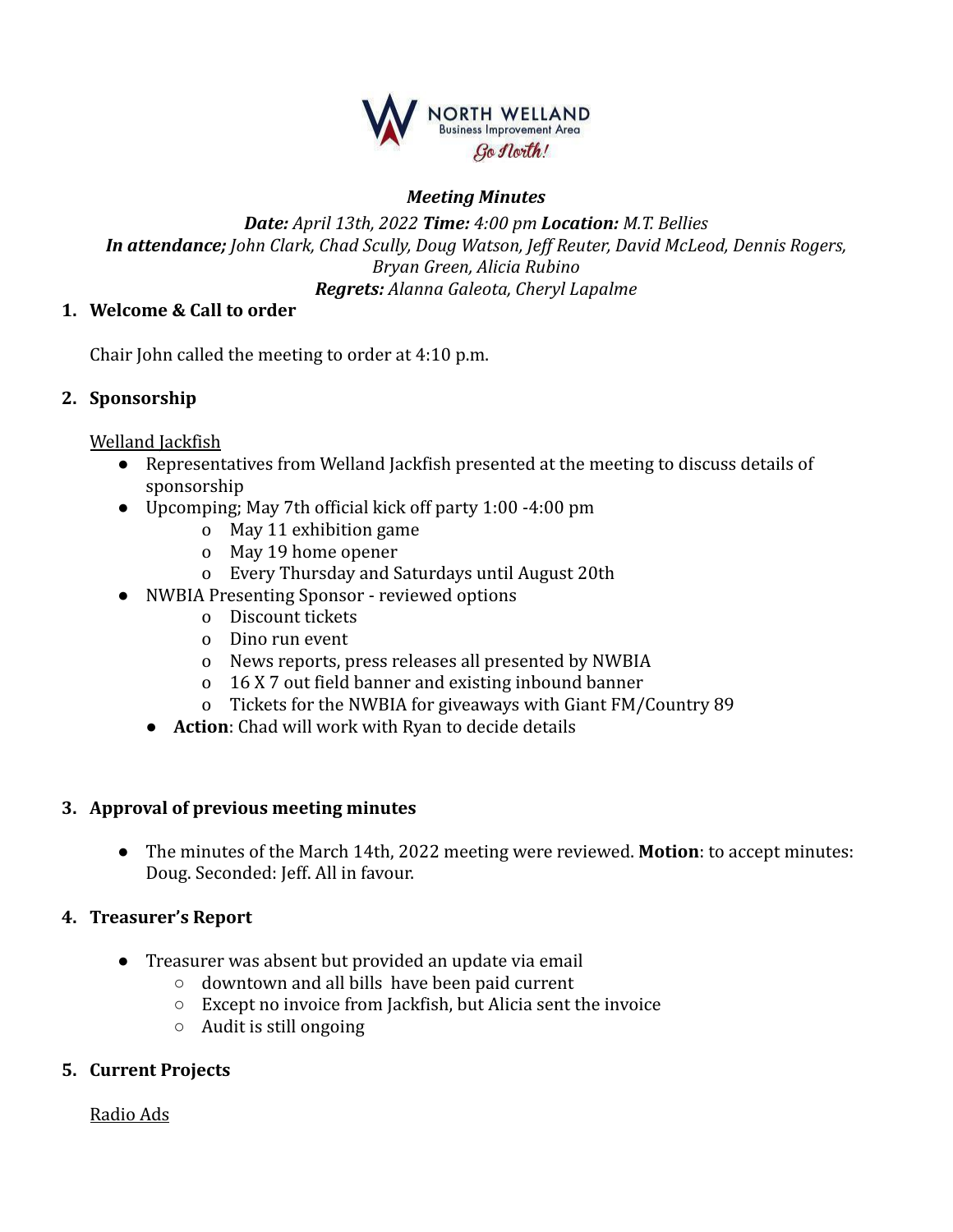NORTH WELLAND
Business Improvement Area
*Go North!*

***Meeting Minutes***

***Date:*** *April 13th, 2022* ***Time:*** *4:00 pm* ***Location:*** *M.T. Bellies*
***In attendance;*** *John Clark, Chad Scully, Doug Watson, Jeff Reuter, David McLeod, Dennis Rogers, Bryan Green, Alicia Rubino*
***Regrets:*** *Alanna Galeota, Cheryl Lapalme*

## 1. Welcome & Call to order

Chair John called the meeting to order at 4:10 p.m.

## 2. Sponsorship

Welland Jackfish

- Representatives from Welland Jackfish presented at the meeting to discuss details of sponsorship
- Upcomping; May 7th official kick off party 1:00 -4:00 pm
  - May 11 exhibition game
  - May 19 home opener
  - Every Thursday and Saturdays until August 20th
- NWBIA Presenting Sponsor - reviewed options
  - Discount tickets
  - Dino run event
  - News reports, press releases all presented by NWBIA
  - 16 X 7 out field banner and existing inbound banner
  - Tickets for the NWBIA for giveaways with Giant FM/Country 89
  - **Action**: Chad will work with Ryan to decide details

## 3. Approval of previous meeting minutes

- The minutes of the March 14th, 2022 meeting were reviewed. **Motion**: to accept minutes: Doug. Seconded: Jeff. All in favour.

## 4. Treasurer's Report

- Treasurer was absent but provided an update via email
  - downtown and all bills have been paid current
  - Except no invoice from Jackfish, but Alicia sent the invoice
  - Audit is still ongoing

## 5. Current Projects

Radio Ads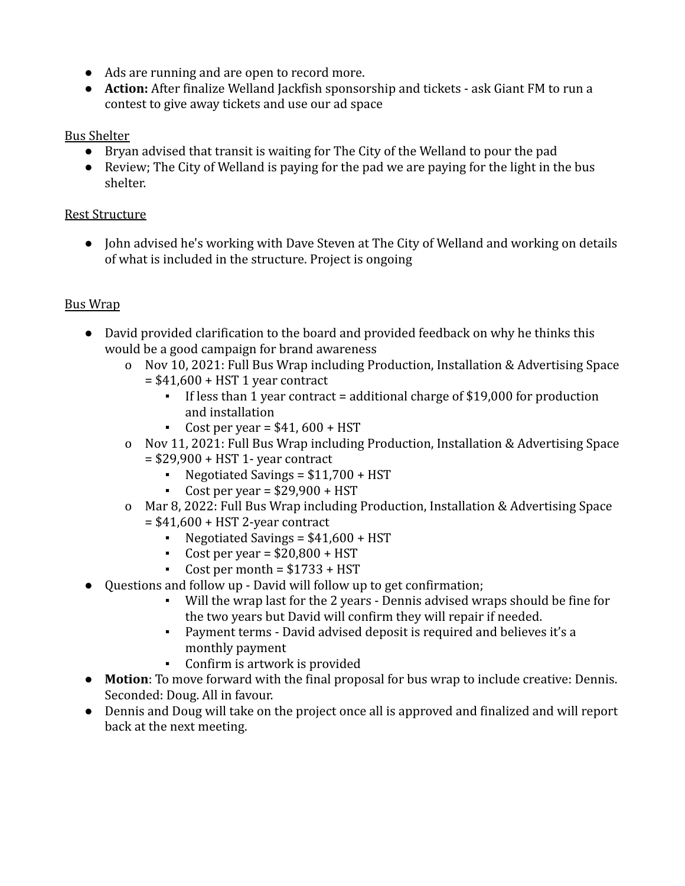- Ads are running and are open to record more.
- **Action:** After finalize Welland Jackfish sponsorship and tickets - ask Giant FM to run a contest to give away tickets and use our ad space

<u>Bus Shelter</u>

- Bryan advised that transit is waiting for The City of the Welland to pour the pad
- Review; The City of Welland is paying for the pad we are paying for the light in the bus shelter.

<u>Rest Structure</u>

- John advised he's working with Dave Steven at The City of Welland and working on details of what is included in the structure. Project is ongoing

<u>Bus Wrap</u>

- David provided clarification to the board and provided feedback on why he thinks this would be a good campaign for brand awareness
  - Nov 10, 2021: Full Bus Wrap including Production, Installation & Advertising Space = $41,600 + HST 1 year contract
    - If less than 1 year contract = additional charge of $19,000 for production and installation
    - Cost per year = $41, 600 + HST
  - Nov 11, 2021: Full Bus Wrap including Production, Installation & Advertising Space = $29,900 + HST 1- year contract
    - Negotiated Savings = $11,700 + HST
    - Cost per year = $29,900 + HST
  - Mar 8, 2022: Full Bus Wrap including Production, Installation & Advertising Space = $41,600 + HST 2-year contract
    - Negotiated Savings = $41,600 + HST
    - Cost per year = $20,800 + HST
    - Cost per month = $1733 + HST
- Questions and follow up - David will follow up to get confirmation;
    - Will the wrap last for the 2 years - Dennis advised wraps should be fine for the two years but David will confirm they will repair if needed.
    - Payment terms - David advised deposit is required and believes it's a monthly payment
    - Confirm is artwork is provided
- **Motion**: To move forward with the final proposal for bus wrap to include creative: Dennis. Seconded: Doug. All in favour.
- Dennis and Doug will take on the project once all is approved and finalized and will report back at the next meeting.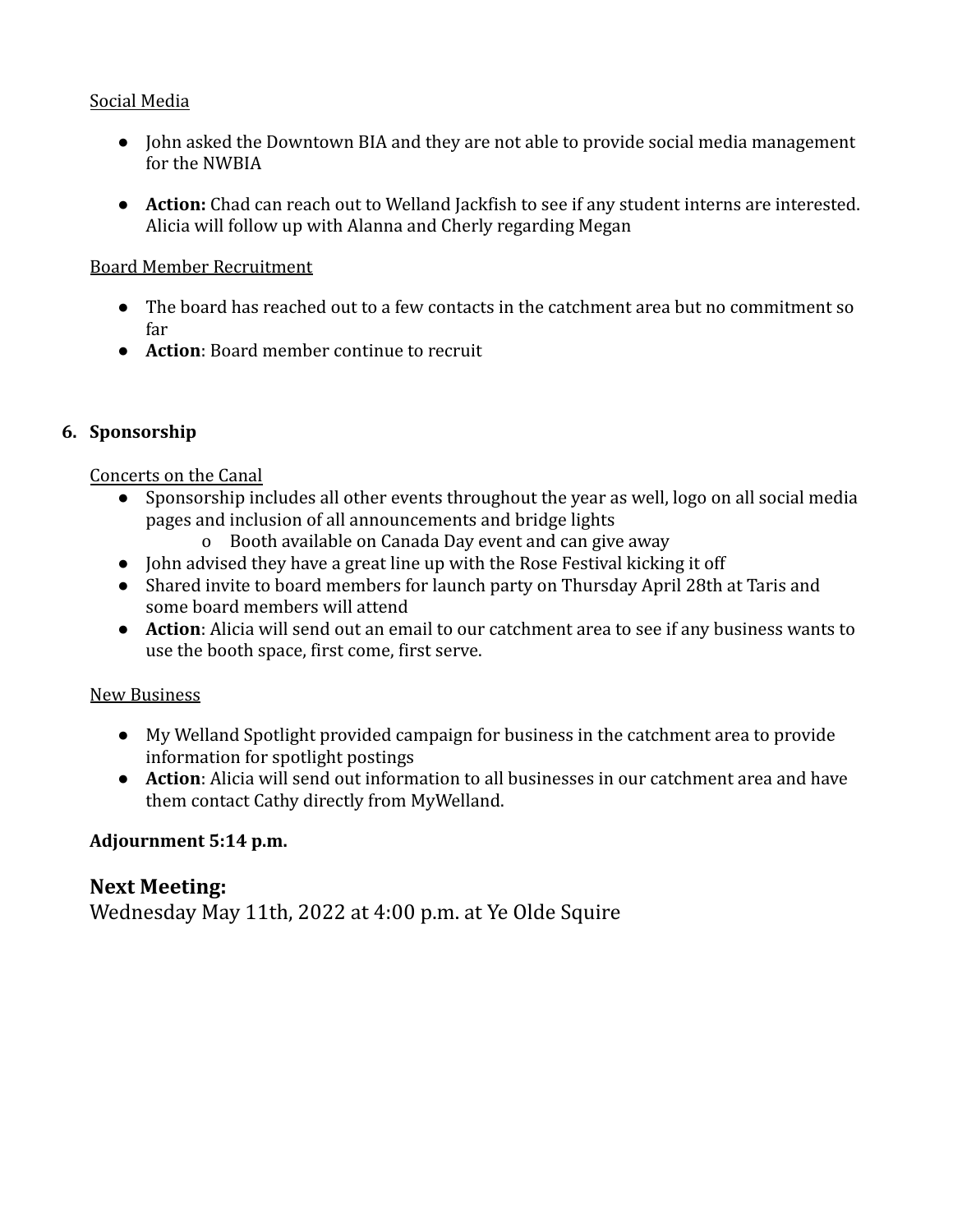Social Media

- John asked the Downtown BIA and they are not able to provide social media management for the NWBIA

- **Action:** Chad can reach out to Welland Jackfish to see if any student interns are interested. Alicia will follow up with Alanna and Cherly regarding Megan

Board Member Recruitment

- The board has reached out to a few contacts in the catchment area but no commitment so far
- **Action**: Board member continue to recruit

6. **Sponsorship**

Concerts on the Canal

- Sponsorship includes all other events throughout the year as well, logo on all social media pages and inclusion of all announcements and bridge lights
  - Booth available on Canada Day event and can give away
- John advised they have a great line up with the Rose Festival kicking it off
- Shared invite to board members for launch party on Thursday April 28th at Taris and some board members will attend
- **Action**: Alicia will send out an email to our catchment area to see if any business wants to use the booth space, first come, first serve.

New Business

- My Welland Spotlight provided campaign for business in the catchment area to provide information for spotlight postings
- **Action**: Alicia will send out information to all businesses in our catchment area and have them contact Cathy directly from MyWelland.

**Adjournment 5:14 p.m.**

## Next Meeting:

Wednesday May 11th, 2022 at 4:00 p.m. at Ye Olde Squire